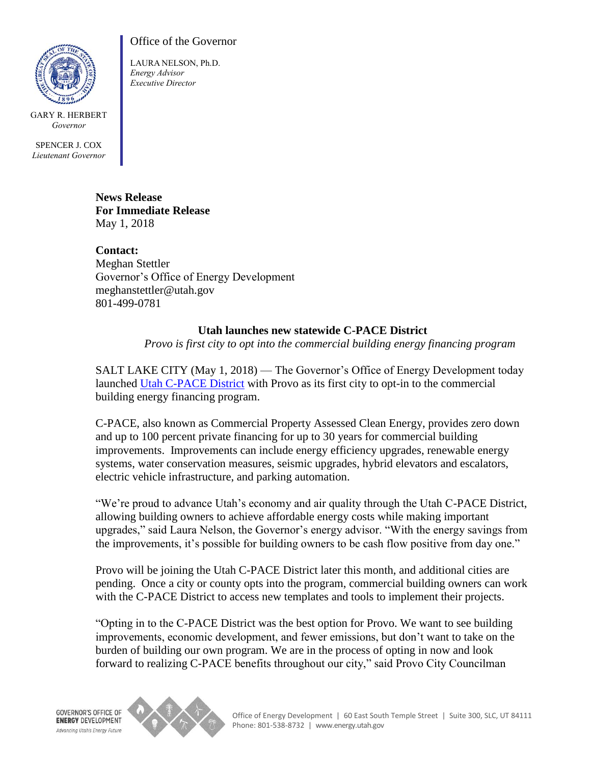GARY R. HERBERT
*Governor*

SPENCER J. COX
*Lieutenant Governor*

Office of the Governor

LAURA NELSON, Ph.D.
*Energy Advisor*
*Executive Director*

**News Release**
**For Immediate Release**
May 1, 2018

**Contact:**
Meghan Stettler
Governor's Office of Energy Development
meghanstettler@utah.gov
801-499-0781

**Utah launches new statewide C-PACE District**

*Provo is first city to opt into the commercial building energy financing program*

SALT LAKE CITY (May 1, 2018) — The Governor's Office of Energy Development today launched Utah C-PACE District with Provo as its first city to opt-in to the commercial building energy financing program.

C-PACE, also known as Commercial Property Assessed Clean Energy, provides zero down and up to 100 percent private financing for up to 30 years for commercial building improvements. Improvements can include energy efficiency upgrades, renewable energy systems, water conservation measures, seismic upgrades, hybrid elevators and escalators, electric vehicle infrastructure, and parking automation.

"We're proud to advance Utah's economy and air quality through the Utah C-PACE District, allowing building owners to achieve affordable energy costs while making important upgrades," said Laura Nelson, the Governor's energy advisor. "With the energy savings from the improvements, it's possible for building owners to be cash flow positive from day one."

Provo will be joining the Utah C-PACE District later this month, and additional cities are pending. Once a city or county opts into the program, commercial building owners can work with the C-PACE District to access new templates and tools to implement their projects.

"Opting in to the C-PACE District was the best option for Provo. We want to see building improvements, economic development, and fewer emissions, but don't want to take on the burden of building our own program. We are in the process of opting in now and look forward to realizing C-PACE benefits throughout our city," said Provo City Councilman

GOVERNOR'S OFFICE OF **ENERGY** DEVELOPMENT
*Advancing Utah's Energy Future*

Office of Energy Development | 60 East South Temple Street | Suite 300, SLC, UT 84111
Phone: 801-538-8732 | www.energy.utah.gov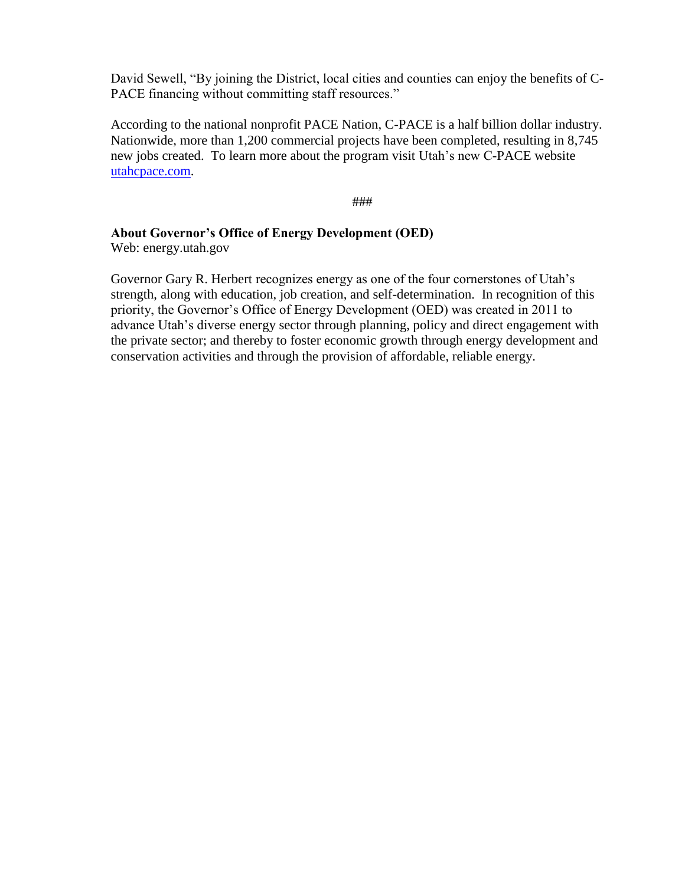David Sewell, “By joining the District, local cities and counties can enjoy the benefits of C-PACE financing without committing staff resources.”

According to the national nonprofit PACE Nation, C-PACE is a half billion dollar industry. Nationwide, more than 1,200 commercial projects have been completed, resulting in 8,745 new jobs created. To learn more about the program visit Utah’s new C-PACE website utahcpace.com.

###

**About Governor’s Office of Energy Development (OED)**
Web: energy.utah.gov

Governor Gary R. Herbert recognizes energy as one of the four cornerstones of Utah’s strength, along with education, job creation, and self-determination. In recognition of this priority, the Governor’s Office of Energy Development (OED) was created in 2011 to advance Utah’s diverse energy sector through planning, policy and direct engagement with the private sector; and thereby to foster economic growth through energy development and conservation activities and through the provision of affordable, reliable energy.